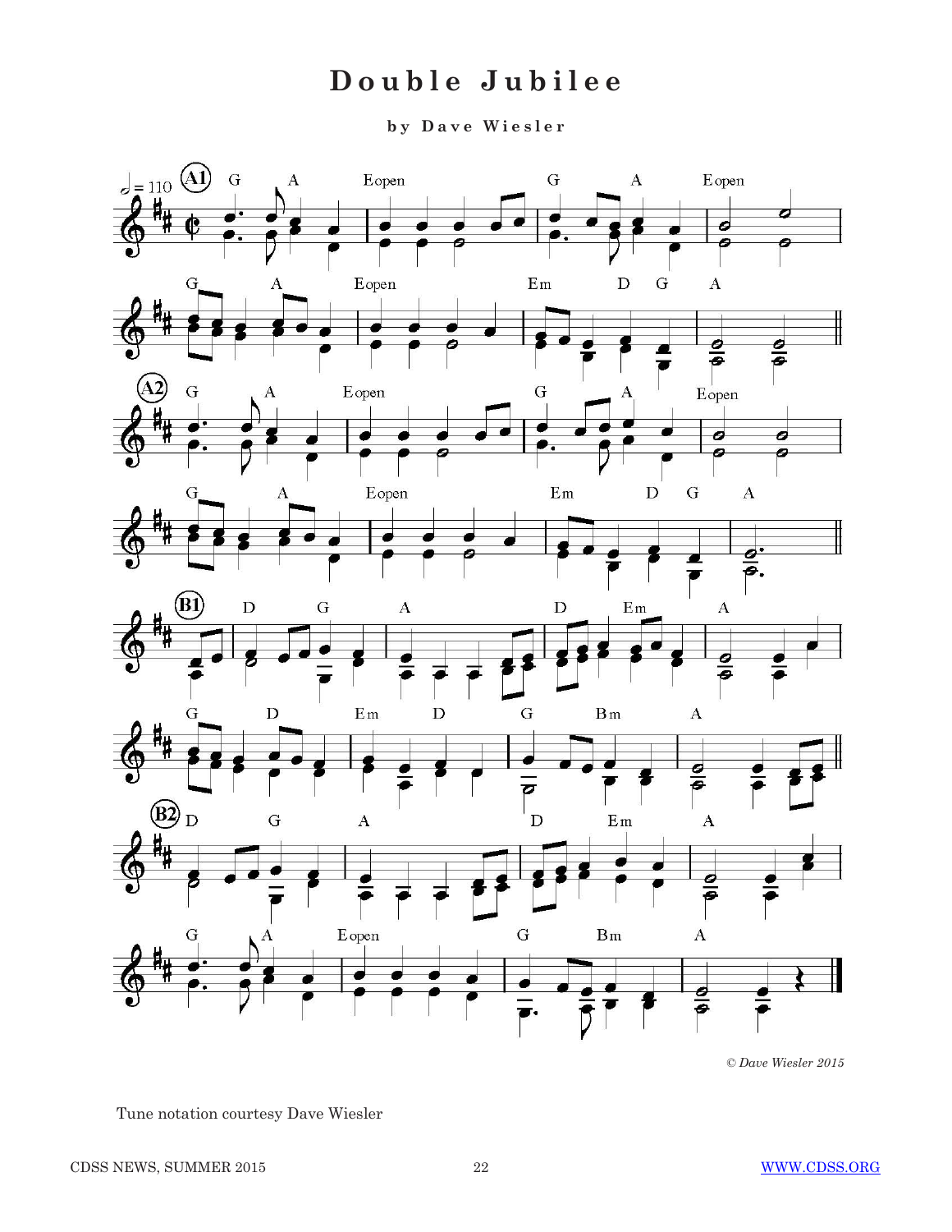# Double Jubilee

**by Dave Wiesler**

*© Dave Wiesler 2015*

Tune notation courtesy Dave Wiesler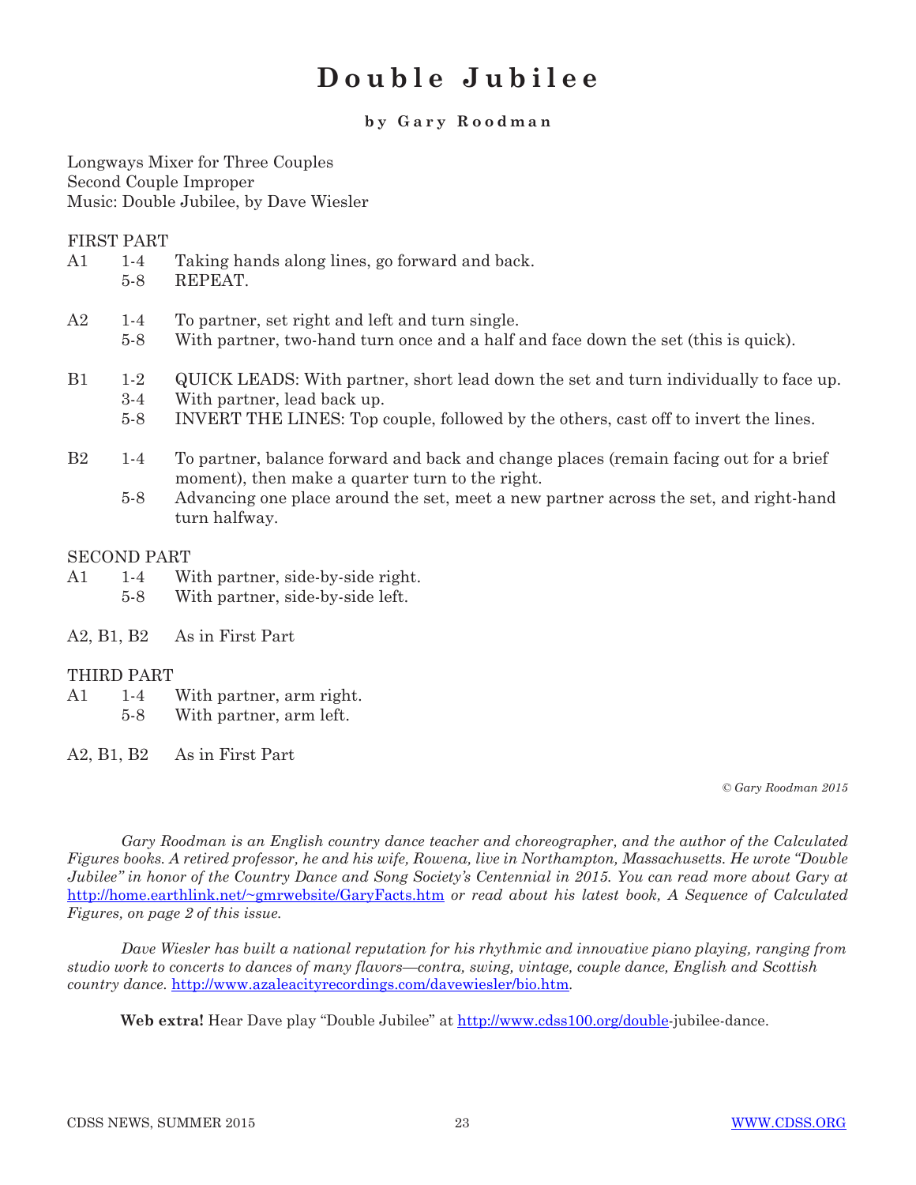# Double Jubilee

**by Gary Roodman**

Longways Mixer for Three Couples
Second Couple Improper
Music: Double Jubilee, by Dave Wiesler

FIRST PART

| | | |
|---|---|---|
| A1 | 1-4 | Taking hands along lines, go forward and back. |
| | 5-8 | REPEAT. |
| A2 | 1-4 | To partner, set right and left and turn single. |
| | 5-8 | With partner, two-hand turn once and a half and face down the set (this is quick). |
| B1 | 1-2 | QUICK LEADS: With partner, short lead down the set and turn individually to face up. |
| | 3-4 | With partner, lead back up. |
| | 5-8 | INVERT THE LINES: Top couple, followed by the others, cast off to invert the lines. |
| B2 | 1-4 | To partner, balance forward and back and change places (remain facing out for a brief moment), then make a quarter turn to the right. |
| | 5-8 | Advancing one place around the set, meet a new partner across the set, and right-hand turn halfway. |

SECOND PART

| | | |
|---|---|---|
| A1 | 1-4 | With partner, side-by-side right. |
| | 5-8 | With partner, side-by-side left. |
| A2, B1, B2 | | As in First Part |

THIRD PART

| | | |
|---|---|---|
| A1 | 1-4 | With partner, arm right. |
| | 5-8 | With partner, arm left. |
| A2, B1, B2 | | As in First Part |

*© Gary Roodman 2015*

*Gary Roodman is an English country dance teacher and choreographer, and the author of the Calculated Figures books. A retired professor, he and his wife, Rowena, live in Northampton, Massachusetts. He wrote "Double Jubilee" in honor of the Country Dance and Song Society's Centennial in 2015. You can read more about Gary at* http://home.earthlink.net/~gmrwebsite/GaryFacts.htm *or read about his latest book, A Sequence of Calculated Figures, on page 2 of this issue.*

*Dave Wiesler has built a national reputation for his rhythmic and innovative piano playing, ranging from studio work to concerts to dances of many flavors—contra, swing, vintage, couple dance, English and Scottish country dance.* http://www.azaleacityrecordings.com/davewiesler/bio.htm.

**Web extra!** Hear Dave play "Double Jubilee" at http://www.cdss100.org/double-jubilee-dance.